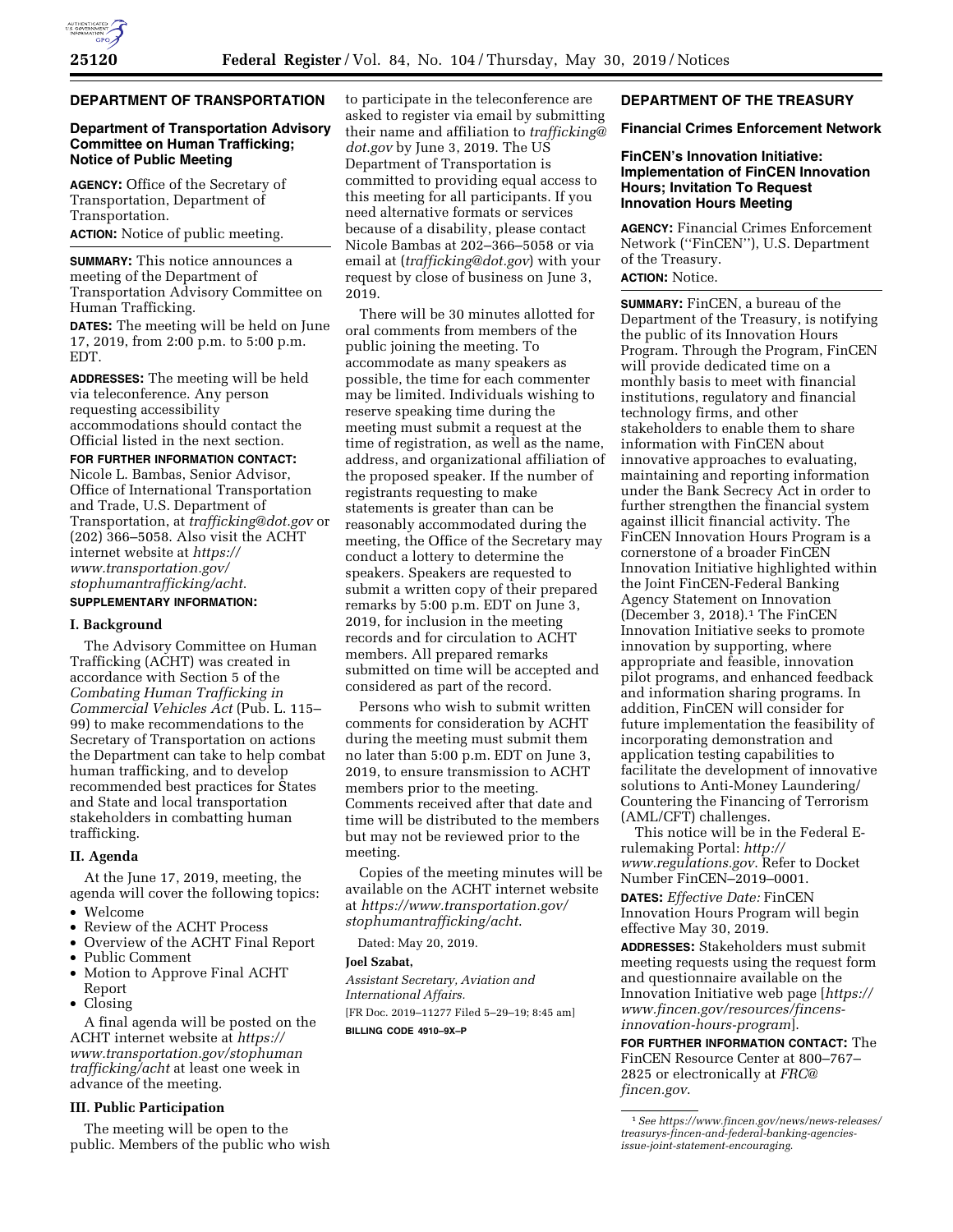## DEPARTMENT OF TRANSPORTATION

### Department of Transportation Advisory Committee on Human Trafficking; Notice of Public Meeting

**AGENCY:** Office of the Secretary of Transportation, Department of Transportation.

**ACTION:** Notice of public meeting.

**SUMMARY:** This notice announces a meeting of the Department of Transportation Advisory Committee on Human Trafficking.

**DATES:** The meeting will be held on June 17, 2019, from 2:00 p.m. to 5:00 p.m. EDT.

**ADDRESSES:** The meeting will be held via teleconference. Any person requesting accessibility accommodations should contact the Official listed in the next section.

**FOR FURTHER INFORMATION CONTACT:** Nicole L. Bambas, Senior Advisor, Office of International Transportation and Trade, U.S. Department of Transportation, at *trafficking@dot.gov* or (202) 366–5058. Also visit the ACHT internet website at *https://www.transportation.gov/stophumantrafficking/acht*.

**SUPPLEMENTARY INFORMATION:**

#### I. Background

The Advisory Committee on Human Trafficking (ACHT) was created in accordance with Section 5 of the *Combating Human Trafficking in Commercial Vehicles Act* (Pub. L. 115–99) to make recommendations to the Secretary of Transportation on actions the Department can take to help combat human trafficking, and to develop recommended best practices for States and State and local transportation stakeholders in combatting human trafficking.

#### II. Agenda

At the June 17, 2019, meeting, the agenda will cover the following topics:

- Welcome
- Review of the ACHT Process
- Overview of the ACHT Final Report
- Public Comment
- Motion to Approve Final ACHT Report
- Closing

A final agenda will be posted on the ACHT internet website at *https://www.transportation.gov/stophumantrafficking/acht* at least one week in advance of the meeting.

#### III. Public Participation

The meeting will be open to the public. Members of the public who wish to participate in the teleconference are asked to register via email by submitting their name and affiliation to *trafficking@dot.gov* by June 3, 2019. The US Department of Transportation is committed to providing equal access to this meeting for all participants. If you need alternative formats or services because of a disability, please contact Nicole Bambas at 202–366–5058 or via email at (*trafficking@dot.gov*) with your request by close of business on June 3, 2019.

There will be 30 minutes allotted for oral comments from members of the public joining the meeting. To accommodate as many speakers as possible, the time for each commenter may be limited. Individuals wishing to reserve speaking time during the meeting must submit a request at the time of registration, as well as the name, address, and organizational affiliation of the proposed speaker. If the number of registrants requesting to make statements is greater than can be reasonably accommodated during the meeting, the Office of the Secretary may conduct a lottery to determine the speakers. Speakers are requested to submit a written copy of their prepared remarks by 5:00 p.m. EDT on June 3, 2019, for inclusion in the meeting records and for circulation to ACHT members. All prepared remarks submitted on time will be accepted and considered as part of the record.

Persons who wish to submit written comments for consideration by ACHT during the meeting must submit them no later than 5:00 p.m. EDT on June 3, 2019, to ensure transmission to ACHT members prior to the meeting. Comments received after that date and time will be distributed to the members but may not be reviewed prior to the meeting.

Copies of the meeting minutes will be available on the ACHT internet website at *https://www.transportation.gov/stophumantrafficking/acht*.

Dated: May 20, 2019.

**Joel Szabat,**

*Assistant Secretary, Aviation and International Affairs.*

[FR Doc. 2019–11277 Filed 5–29–19; 8:45 am]

**BILLING CODE 4910–9X–P**

## DEPARTMENT OF THE TREASURY

### Financial Crimes Enforcement Network

### FinCEN's Innovation Initiative: Implementation of FinCEN Innovation Hours; Invitation To Request Innovation Hours Meeting

**AGENCY:** Financial Crimes Enforcement Network ("FinCEN"), U.S. Department of the Treasury.

**ACTION:** Notice.

**SUMMARY:** FinCEN, a bureau of the Department of the Treasury, is notifying the public of its Innovation Hours Program. Through the Program, FinCEN will provide dedicated time on a monthly basis to meet with financial institutions, regulatory and financial technology firms, and other stakeholders to enable them to share information with FinCEN about innovative approaches to evaluating, maintaining and reporting information under the Bank Secrecy Act in order to further strengthen the financial system against illicit financial activity. The FinCEN Innovation Hours Program is a cornerstone of a broader FinCEN Innovation Initiative highlighted within the Joint FinCEN-Federal Banking Agency Statement on Innovation (December 3, 2018).[1] The FinCEN Innovation Initiative seeks to promote innovation by supporting, where appropriate and feasible, innovation pilot programs, and enhanced feedback and information sharing programs. In addition, FinCEN will consider for future implementation the feasibility of incorporating demonstration and application testing capabilities to facilitate the development of innovative solutions to Anti-Money Laundering/Countering the Financing of Terrorism (AML/CFT) challenges.

This notice will be in the Federal E-rulemaking Portal: *http://www.regulations.gov*. Refer to Docket Number FinCEN–2019–0001.

**DATES:** *Effective Date:* FinCEN Innovation Hours Program will begin effective May 30, 2019.

**ADDRESSES:** Stakeholders must submit meeting requests using the request form and questionnaire available on the Innovation Initiative web page [*https://www.fincen.gov/resources/fincens-innovation-hours-program*].

**FOR FURTHER INFORMATION CONTACT:** The FinCEN Resource Center at 800–767–2825 or electronically at *FRC@fincen.gov*.

---

[1] *See https://www.fincen.gov/news/news-releases/treasurys-fincen-and-federal-banking-agencies-issue-joint-statement-encouraging.*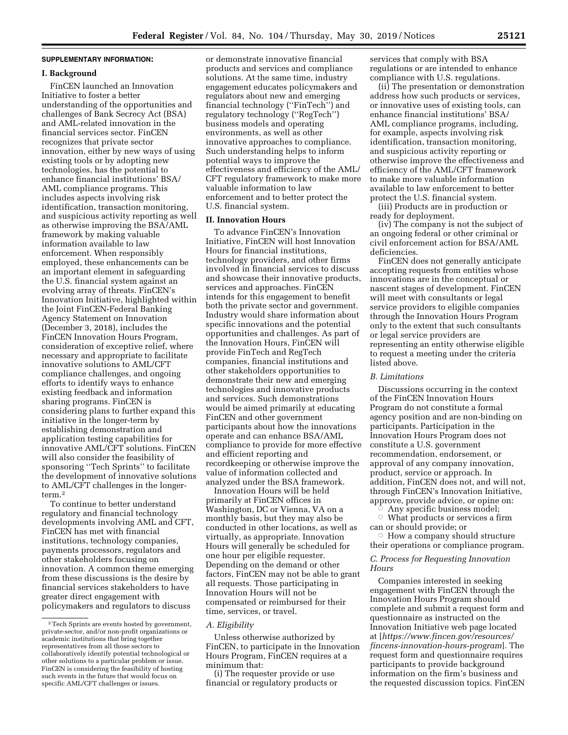**SUPPLEMENTARY INFORMATION:**

## I. Background

FinCEN launched an Innovation Initiative to foster a better understanding of the opportunities and challenges of Bank Secrecy Act (BSA) and AML-related innovation in the financial services sector. FinCEN recognizes that private sector innovation, either by new ways of using existing tools or by adopting new technologies, has the potential to enhance financial institutions' BSA/AML compliance programs. This includes aspects involving risk identification, transaction monitoring, and suspicious activity reporting as well as otherwise improving the BSA/AML framework by making valuable information available to law enforcement. When responsibly employed, these enhancements can be an important element in safeguarding the U.S. financial system against an evolving array of threats. FinCEN's Innovation Initiative, highlighted within the Joint FinCEN-Federal Banking Agency Statement on Innovation (December 3, 2018), includes the FinCEN Innovation Hours Program, consideration of exceptive relief, where necessary and appropriate to facilitate innovative solutions to AML/CFT compliance challenges, and ongoing efforts to identify ways to enhance existing feedback and information sharing programs. FinCEN is considering plans to further expand this initiative in the longer-term by establishing demonstration and application testing capabilities for innovative AML/CFT solutions. FinCEN will also consider the feasibility of sponsoring ''Tech Sprints'' to facilitate the development of innovative solutions to AML/CFT challenges in the longer-term.[2]

To continue to better understand regulatory and financial technology developments involving AML and CFT, FinCEN has met with financial institutions, technology companies, payments processors, regulators and other stakeholders focusing on innovation. A common theme emerging from these discussions is the desire by financial services stakeholders to have greater direct engagement with policymakers and regulators to discuss or demonstrate innovative financial products and services and compliance solutions. At the same time, industry engagement educates policymakers and regulators about new and emerging financial technology (''FinTech'') and regulatory technology (''RegTech'') business models and operating environments, as well as other innovative approaches to compliance. Such understanding helps to inform potential ways to improve the effectiveness and efficiency of the AML/CFT regulatory framework to make more valuable information to law enforcement and to better protect the U.S. financial system.

## II. Innovation Hours

To advance FinCEN's Innovation Initiative, FinCEN will host Innovation Hours for financial institutions, technology providers, and other firms involved in financial services to discuss and showcase their innovative products, services and approaches. FinCEN intends for this engagement to benefit both the private sector and government. Industry would share information about specific innovations and the potential opportunities and challenges. As part of the Innovation Hours, FinCEN will provide FinTech and RegTech companies, financial institutions and other stakeholders opportunities to demonstrate their new and emerging technologies and innovative products and services. Such demonstrations would be aimed primarily at educating FinCEN and other government participants about how the innovations operate and can enhance BSA/AML compliance to provide for more effective and efficient reporting and recordkeeping or otherwise improve the value of information collected and analyzed under the BSA framework.

Innovation Hours will be held primarily at FinCEN offices in Washington, DC or Vienna, VA on a monthly basis, but they may also be conducted in other locations, as well as virtually, as appropriate. Innovation Hours will generally be scheduled for one hour per eligible requester. Depending on the demand or other factors, FinCEN may not be able to grant all requests. Those participating in Innovation Hours will not be compensated or reimbursed for their time, services, or travel.

### *A. Eligibility*

Unless otherwise authorized by FinCEN, to participate in the Innovation Hours Program, FinCEN requires at a minimum that:

(i) The requester provide or use financial or regulatory products or services that comply with BSA regulations or are intended to enhance compliance with U.S. regulations.

(ii) The presentation or demonstration address how such products or services, or innovative uses of existing tools, can enhance financial institutions' BSA/AML compliance programs, including, for example, aspects involving risk identification, transaction monitoring, and suspicious activity reporting or otherwise improve the effectiveness and efficiency of the AML/CFT framework to make more valuable information available to law enforcement to better protect the U.S. financial system.

(iii) Products are in production or ready for deployment.

(iv) The company is not the subject of an ongoing federal or other criminal or civil enforcement action for BSA/AML deficiencies.

FinCEN does not generally anticipate accepting requests from entities whose innovations are in the conceptual or nascent stages of development. FinCEN will meet with consultants or legal service providers to eligible companies through the Innovation Hours Program only to the extent that such consultants or legal service providers are representing an entity otherwise eligible to request a meeting under the criteria listed above.

### *B. Limitations*

Discussions occurring in the context of the FinCEN Innovation Hours Program do not constitute a formal agency position and are non-binding on participants. Participation in the Innovation Hours Program does not constitute a U.S. government recommendation, endorsement, or approval of any company innovation, product, service or approach. In addition, FinCEN does not, and will not, through FinCEN's Innovation Initiative, approve, provide advice, or opine on:

- Any specific business model;
- What products or services a firm can or should provide; or
- How a company should structure their operations or compliance program.

### *C. Process for Requesting Innovation Hours*

Companies interested in seeking engagement with FinCEN through the Innovation Hours Program should complete and submit a request form and questionnaire as instructed on the Innovation Initiative web page located at [*https://www.fincen.gov/resources/fincens-innovation-hours-program*]. The request form and questionnaire requires participants to provide background information on the firm's business and the requested discussion topics. FinCEN

---

[2] Tech Sprints are events hosted by government, private-sector, and/or non-profit organizations or academic institutions that bring together representatives from all those sectors to collaboratively identify potential technological or other solutions to a particular problem or issue. FinCEN is considering the feasibility of hosting such events in the future that would focus on specific AML/CFT challenges or issues.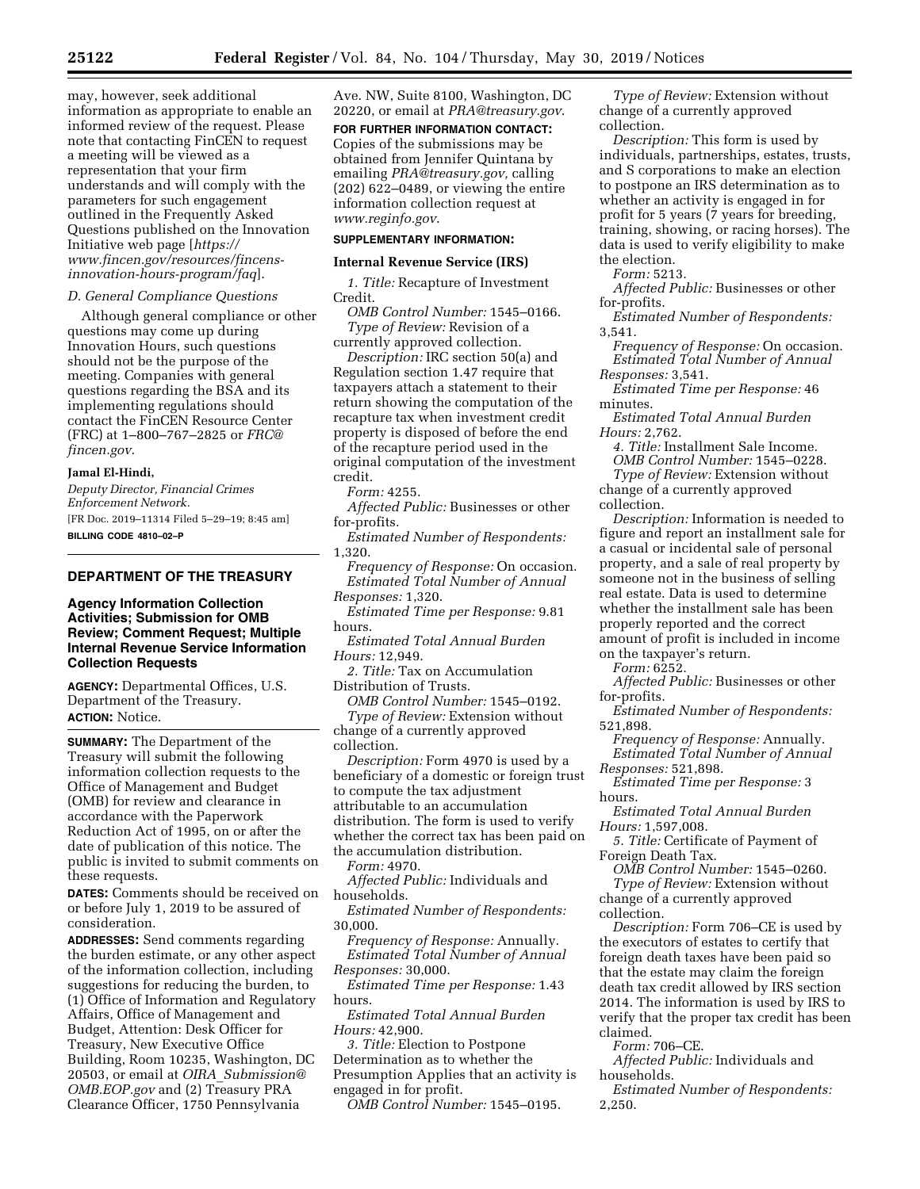may, however, seek additional information as appropriate to enable an informed review of the request. Please note that contacting FinCEN to request a meeting will be viewed as a representation that your firm understands and will comply with the parameters for such engagement outlined in the Frequently Asked Questions published on the Innovation Initiative web page [*https://www.fincen.gov/resources/fincens-innovation-hours-program/faq*].

*D. General Compliance Questions*

Although general compliance or other questions may come up during Innovation Hours, such questions should not be the purpose of the meeting. Companies with general questions regarding the BSA and its implementing regulations should contact the FinCEN Resource Center (FRC) at 1–800–767–2825 or *FRC@fincen.gov*.

**Jamal El-Hindi,**

*Deputy Director, Financial Crimes Enforcement Network.*

[FR Doc. 2019–11314 Filed 5–29–19; 8:45 am]

**BILLING CODE 4810–02–P**

## DEPARTMENT OF THE TREASURY

### Agency Information Collection Activities; Submission for OMB Review; Comment Request; Multiple Internal Revenue Service Information Collection Requests

**AGENCY:** Departmental Offices, U.S. Department of the Treasury.

**ACTION:** Notice.

**SUMMARY:** The Department of the Treasury will submit the following information collection requests to the Office of Management and Budget (OMB) for review and clearance in accordance with the Paperwork Reduction Act of 1995, on or after the date of publication of this notice. The public is invited to submit comments on these requests.

**DATES:** Comments should be received on or before July 1, 2019 to be assured of consideration.

**ADDRESSES:** Send comments regarding the burden estimate, or any other aspect of the information collection, including suggestions for reducing the burden, to (1) Office of Information and Regulatory Affairs, Office of Management and Budget, Attention: Desk Officer for Treasury, New Executive Office Building, Room 10235, Washington, DC 20503, or email at *OIRA_Submission@OMB.EOP.gov* and (2) Treasury PRA Clearance Officer, 1750 Pennsylvania Ave. NW, Suite 8100, Washington, DC 20220, or email at *PRA@treasury.gov*.

**FOR FURTHER INFORMATION CONTACT:** Copies of the submissions may be obtained from Jennifer Quintana by emailing *PRA@treasury.gov,* calling (202) 622–0489, or viewing the entire information collection request at *www.reginfo.gov*.

**SUPPLEMENTARY INFORMATION:**

**Internal Revenue Service (IRS)**

*1. Title:* Recapture of Investment Credit.

*OMB Control Number:* 1545–0166.

*Type of Review:* Revision of a currently approved collection.

*Description:* IRC section 50(a) and Regulation section 1.47 require that taxpayers attach a statement to their return showing the computation of the recapture tax when investment credit property is disposed of before the end of the recapture period used in the original computation of the investment credit.

*Form:* 4255.

*Affected Public:* Businesses or other for-profits.

*Estimated Number of Respondents:* 1,320.

*Frequency of Response:* On occasion.

*Estimated Total Number of Annual Responses:* 1,320.

*Estimated Time per Response:* 9.81 hours.

*Estimated Total Annual Burden Hours:* 12,949.

*2. Title:* Tax on Accumulation Distribution of Trusts.

*OMB Control Number:* 1545–0192.

*Type of Review:* Extension without change of a currently approved collection.

*Description:* Form 4970 is used by a beneficiary of a domestic or foreign trust to compute the tax adjustment attributable to an accumulation distribution. The form is used to verify whether the correct tax has been paid on the accumulation distribution.

*Form:* 4970.

*Affected Public:* Individuals and households.

*Estimated Number of Respondents:* 30,000.

*Frequency of Response:* Annually.

*Estimated Total Number of Annual Responses:* 30,000.

*Estimated Time per Response:* 1.43 hours.

*Estimated Total Annual Burden Hours:* 42,900.

*3. Title:* Election to Postpone Determination as to whether the Presumption Applies that an activity is engaged in for profit.

*OMB Control Number:* 1545–0195.

*Type of Review:* Extension without change of a currently approved collection.

*Description:* This form is used by individuals, partnerships, estates, trusts, and S corporations to make an election to postpone an IRS determination as to whether an activity is engaged in for profit for 5 years (7 years for breeding, training, showing, or racing horses). The data is used to verify eligibility to make the election.

*Form:* 5213.

*Affected Public:* Businesses or other for-profits.

*Estimated Number of Respondents:* 3,541.

*Frequency of Response:* On occasion.

*Estimated Total Number of Annual Responses:* 3,541.

*Estimated Time per Response:* 46 minutes.

*Estimated Total Annual Burden Hours:* 2,762.

*4. Title:* Installment Sale Income.

*OMB Control Number:* 1545–0228.

*Type of Review:* Extension without change of a currently approved collection.

*Description:* Information is needed to figure and report an installment sale for a casual or incidental sale of personal property, and a sale of real property by someone not in the business of selling real estate. Data is used to determine whether the installment sale has been properly reported and the correct amount of profit is included in income on the taxpayer's return.

*Form:* 6252.

*Affected Public:* Businesses or other for-profits.

*Estimated Number of Respondents:* 521,898.

*Frequency of Response:* Annually.

*Estimated Total Number of Annual Responses:* 521,898.

*Estimated Time per Response:* 3 hours.

*Estimated Total Annual Burden Hours:* 1,597,008.

*5. Title:* Certificate of Payment of Foreign Death Tax.

*OMB Control Number:* 1545–0260.

*Type of Review:* Extension without change of a currently approved collection.

*Description:* Form 706–CE is used by the executors of estates to certify that foreign death taxes have been paid so that the estate may claim the foreign death tax credit allowed by IRS section 2014. The information is used by IRS to verify that the proper tax credit has been claimed.

*Form:* 706–CE.

*Affected Public:* Individuals and households.

*Estimated Number of Respondents:* 2,250.